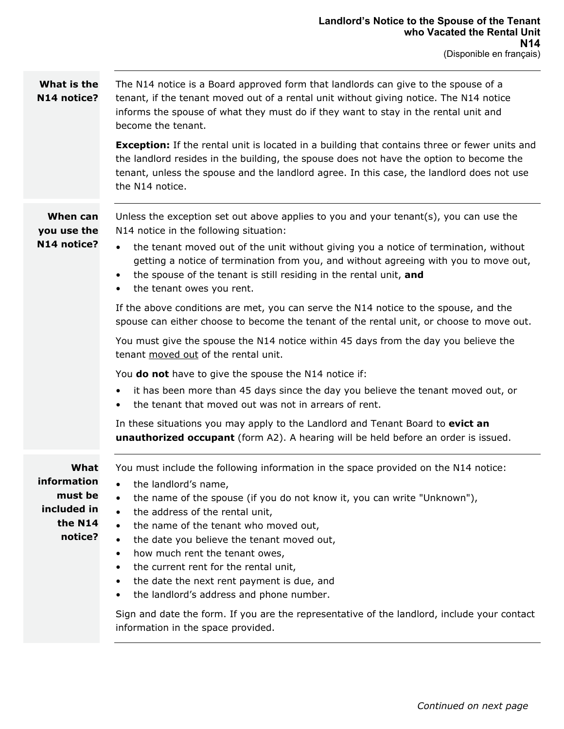# Landlord's Notice to the Spouse of the Tenant who Vacated the Rental Unit

# N14

(Disponible en français)

## What is the N14 notice?

The N14 notice is a Board approved form that landlords can give to the spouse of a tenant, if the tenant moved out of a rental unit without giving notice. The N14 notice informs the spouse of what they must do if they want to stay in the rental unit and become the tenant.

**Exception:** If the rental unit is located in a building that contains three or fewer units and the landlord resides in the building, the spouse does not have the option to become the tenant, unless the spouse and the landlord agree. In this case, the landlord does not use the N14 notice.

## When can you use the N14 notice?

Unless the exception set out above applies to you and your tenant(s), you can use the N14 notice in the following situation:

- the tenant moved out of the unit without giving you a notice of termination, without getting a notice of termination from you, and without agreeing with you to move out,
- the spouse of the tenant is still residing in the rental unit, **and**
- the tenant owes you rent.

If the above conditions are met, you can serve the N14 notice to the spouse, and the spouse can either choose to become the tenant of the rental unit, or choose to move out.

You must give the spouse the N14 notice within 45 days from the day you believe the tenant <u>moved out</u> of the rental unit.

You **do not** have to give the spouse the N14 notice if:

- it has been more than 45 days since the day you believe the tenant moved out, or
- the tenant that moved out was not in arrears of rent.

In these situations you may apply to the Landlord and Tenant Board to **evict an unauthorized occupant** (form A2). A hearing will be held before an order is issued.

## What information must be included in the N14 notice?

You must include the following information in the space provided on the N14 notice:

- the landlord's name,
- the name of the spouse (if you do not know it, you can write "Unknown"),
- the address of the rental unit,
- the name of the tenant who moved out,
- the date you believe the tenant moved out,
- how much rent the tenant owes,
- the current rent for the rental unit,
- the date the next rent payment is due, and
- the landlord's address and phone number.

Sign and date the form. If you are the representative of the landlord, include your contact information in the space provided.

*Continued on next page*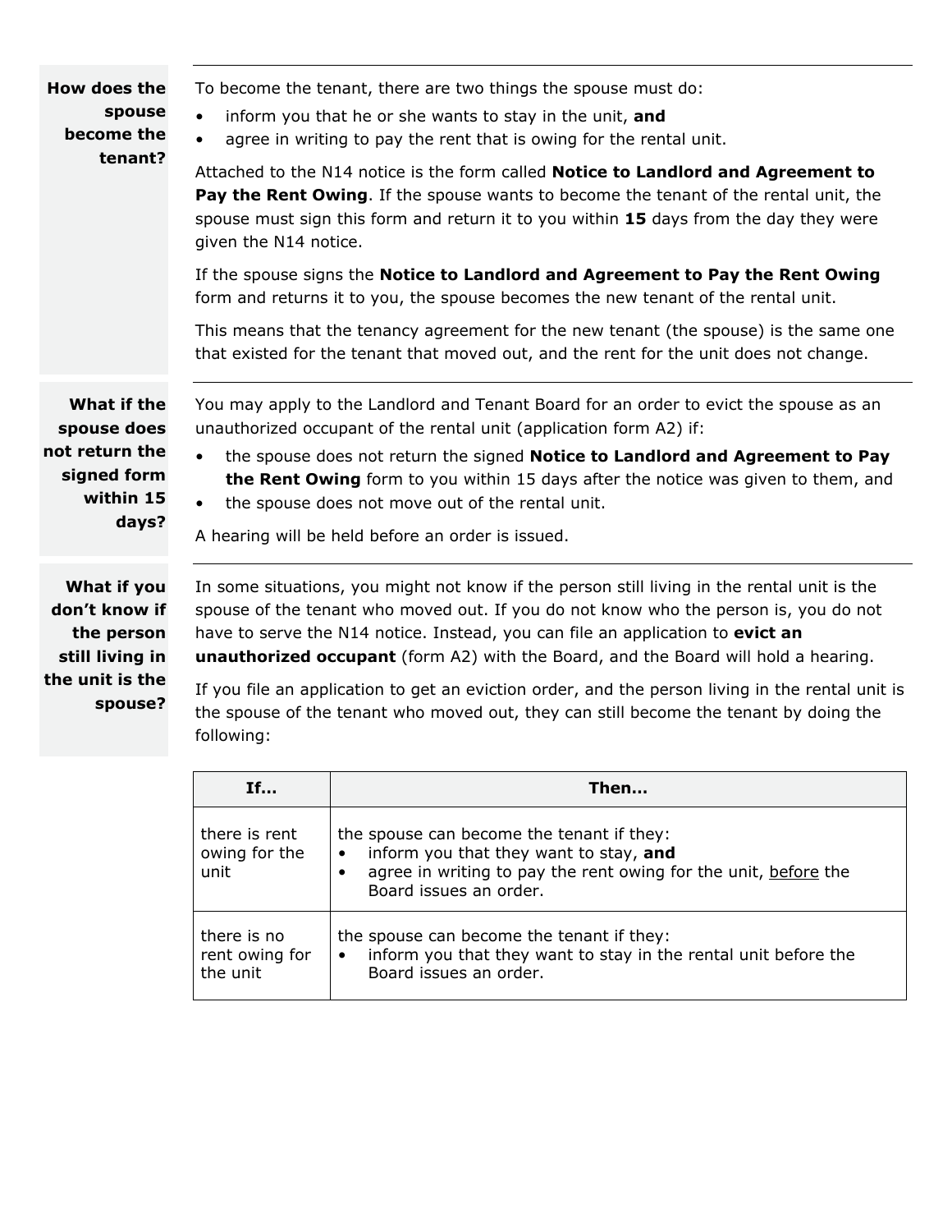### How does the spouse become the tenant?

To become the tenant, there are two things the spouse must do:

- inform you that he or she wants to stay in the unit, **and**
- agree in writing to pay the rent that is owing for the rental unit.

Attached to the N14 notice is the form called **Notice to Landlord and Agreement to Pay the Rent Owing**. If the spouse wants to become the tenant of the rental unit, the spouse must sign this form and return it to you within **15** days from the day they were given the N14 notice.

If the spouse signs the **Notice to Landlord and Agreement to Pay the Rent Owing** form and returns it to you, the spouse becomes the new tenant of the rental unit.

This means that the tenancy agreement for the new tenant (the spouse) is the same one that existed for the tenant that moved out, and the rent for the unit does not change.

### What if the spouse does not return the signed form within 15 days?

You may apply to the Landlord and Tenant Board for an order to evict the spouse as an unauthorized occupant of the rental unit (application form A2) if:

- the spouse does not return the signed **Notice to Landlord and Agreement to Pay the Rent Owing** form to you within 15 days after the notice was given to them, and
- the spouse does not move out of the rental unit.

A hearing will be held before an order is issued.

### What if you don't know if the person still living in the unit is the spouse?

In some situations, you might not know if the person still living in the rental unit is the spouse of the tenant who moved out. If you do not know who the person is, you do not have to serve the N14 notice. Instead, you can file an application to **evict an unauthorized occupant** (form A2) with the Board, and the Board will hold a hearing.

If you file an application to get an eviction order, and the person living in the rental unit is the spouse of the tenant who moved, they can still become the tenant by doing the following:

| If… | Then… |
|---|---|
| there is rent owing for the unit | the spouse can become the tenant if they:<br>• inform you that they want to stay, **and**<br>• agree in writing to pay the rent owing for the unit, before the Board issues an order. |
| there is no rent owing for the unit | the spouse can become the tenant if they:<br>• inform you that they want to stay in the rental unit before the Board issues an order. |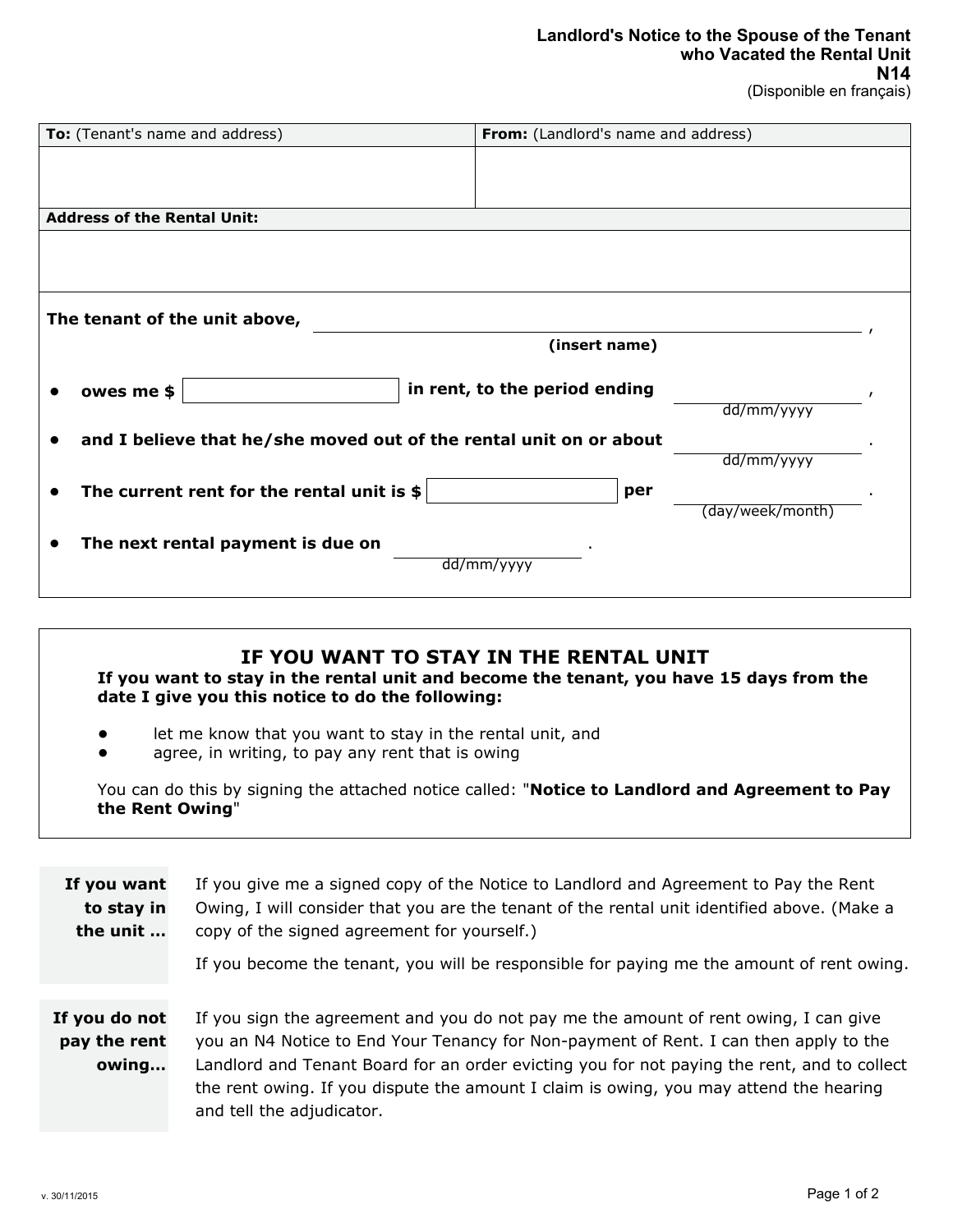**Landlord's Notice to the Spouse of the Tenant who Vacated the Rental Unit**
**N14**
(Disponible en français)

| **To:** (Tenant's name and address) | **From:** (Landlord's name and address) |
| --- | --- |
| | |
| **Address of the Rental Unit:** | |
| | |

**The tenant of the unit above,** ______________________________,
**(insert name)**

- **owes me $** __________ **in rent, to the period ending** __________,
  dd/mm/yyyy
- **and I believe that he/she moved out of the rental unit on or about** __________.
  dd/mm/yyyy
- **The current rent for the rental unit is $** __________ **per** __________.
  (day/week/month)
- **The next rental payment is due on** __________.
  dd/mm/yyyy

## IF YOU WANT TO STAY IN THE RENTAL UNIT

**If you want to stay in the rental unit and become the tenant, you have 15 days from the date I give you this notice to do the following:**

- let me know that you want to stay in the rental unit, and
- agree, in writing, to pay any rent that is owing

You can do this by signing the attached notice called: "**Notice to Landlord and Agreement to Pay the Rent Owing**"

**If you want to stay in the unit …**

If you give me a signed copy of the Notice to Landlord and Agreement to Pay the Rent Owing, I will consider that you are the tenant of the rental unit identified above. (Make a copy of the signed agreement for yourself.)

If you become the tenant, you will be responsible for paying me the amount of rent owing.

**If you do not pay the rent owing…**

If you sign the agreement and you do not pay me the amount of rent owing, I can give you an N4 Notice to End Your Tenancy for Non-payment of Rent. I can then apply to the Landlord and Tenant Board for an order evicting you for not paying the rent, and to collect the rent owing. If you dispute the amount I claim is owing, you may attend the hearing and tell the adjudicator.

v. 30/11/2015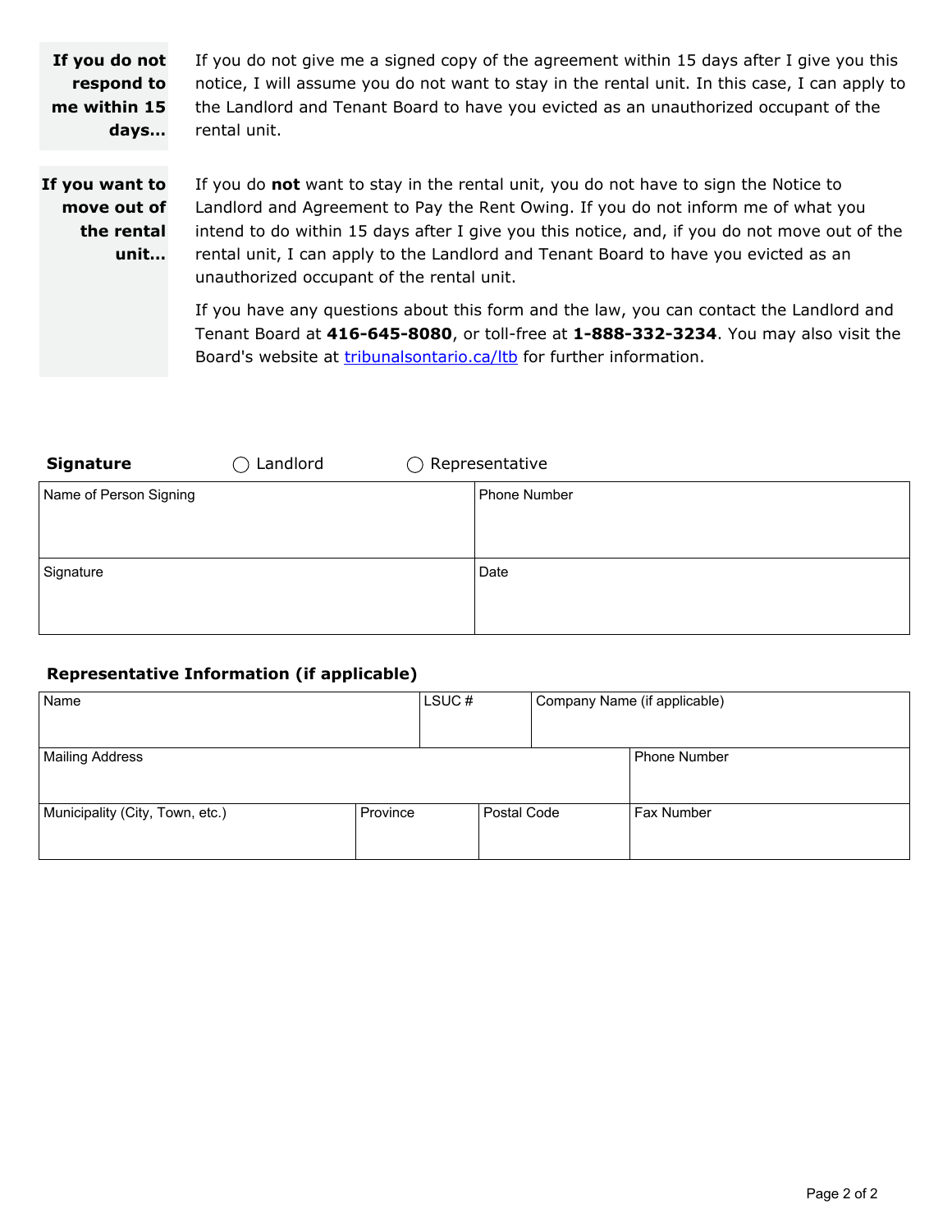**If you do not respond to me within 15 days...**

If you do not give me a signed copy of the agreement within 15 days after I give you this notice, I will assume you do not want to stay in the rental unit. In this case, I can apply to the Landlord and Tenant Board to have you evicted as an unauthorized occupant of the rental unit.

**If you want to move out of the rental unit...**

If you do **not** want to stay in the rental unit, you do not have to sign the Notice to Landlord and Agreement to Pay the Rent Owing. If you do not inform me of what you intend to do within 15 days after I give you this notice, and, if you do not move out of the rental unit, I can apply to the Landlord and Tenant Board to have you evicted as an unauthorized occupant of the rental unit.

If you have any questions about this form and the law, you can contact the Landlord and Tenant Board at **416-645-8080**, or toll-free at **1-888-332-3234**. You may also visit the Board's website at [tribunalsontario.ca/ltb](tribunalsontario.ca/ltb) for further information.

**Signature** ◯ Landlord ◯ Representative

| Name of Person Signing | Phone Number |
|---|---|
| | |
| **Signature** | **Date** |
| | |

**Representative Information (if applicable)**

| Name | LSUC # | Company Name (if applicable) |
|---|---|---|
| | | |

| Mailing Address | Phone Number |
|---|---|
| | |

| Municipality (City, Town, etc.) | Province | Postal Code | Fax Number |
|---|---|---|---|
| | | | |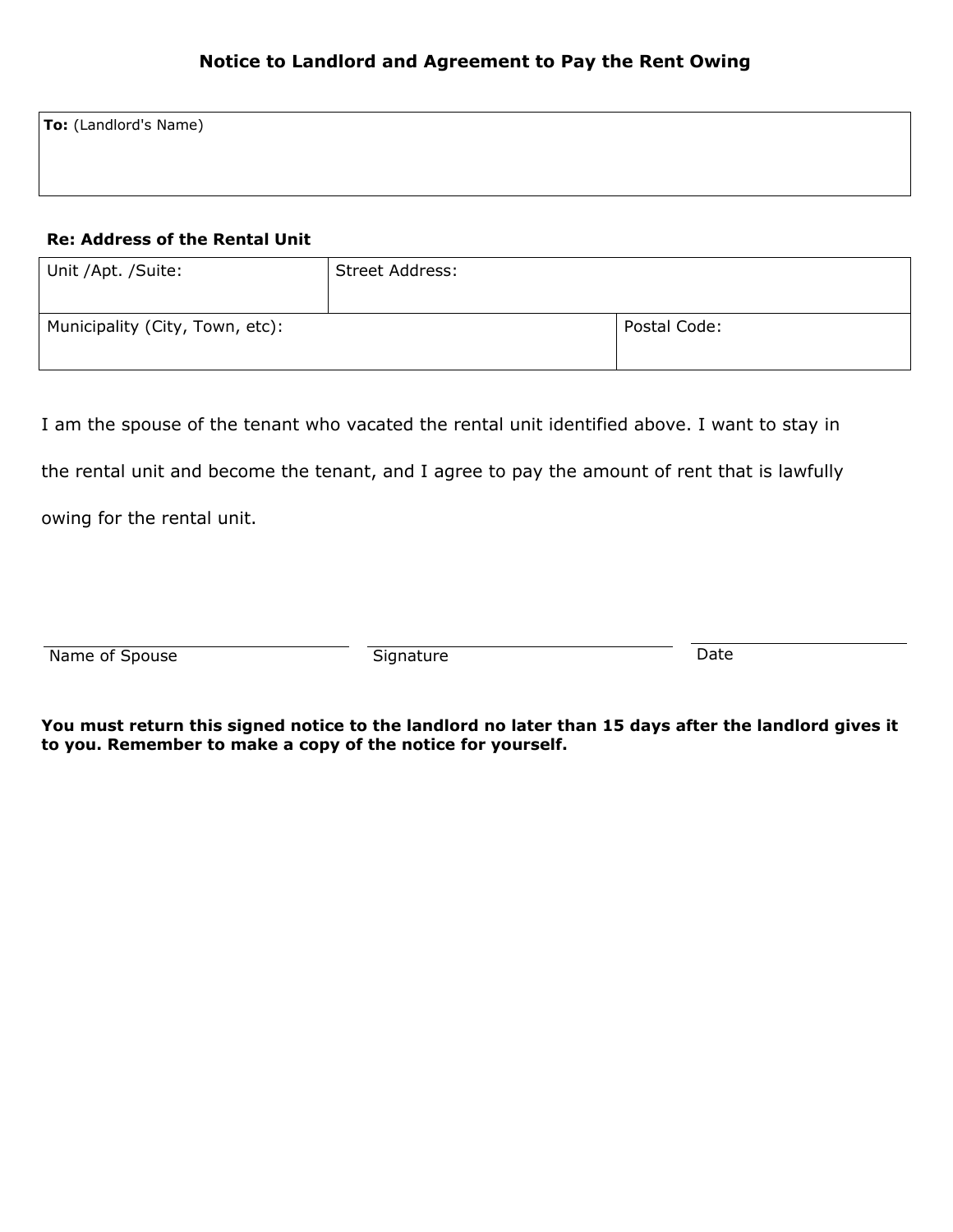# Notice to Landlord and Agreement to Pay the Rent Owing

| **To:** (Landlord's Name) |
| --- |
| |

**Re: Address of the Rental Unit**

| Unit /Apt. /Suite: | Street Address: | |
| --- | --- | --- |
| Municipality (City, Town, etc): | | Postal Code: |

I am the spouse of the tenant who vacated the rental unit identified above. I want to stay in the rental unit and become the tenant, and I agree to pay the amount of rent that is lawfully owing for the rental unit.

| | | |
| --- | --- | --- |
| Name of Spouse | Signature | Date |

**You must return this signed notice to the landlord no later than 15 days after the landlord gives it to you. Remember to make a copy of the notice for yourself.**